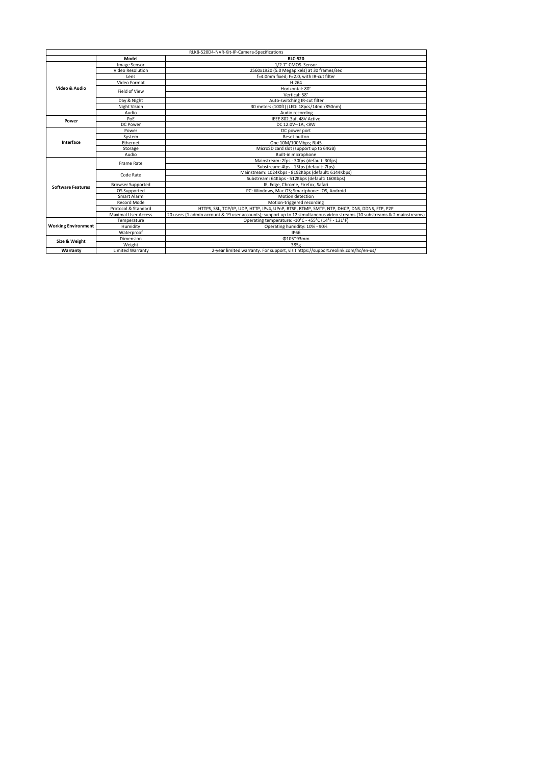| RLK8-520D4-NVR-Kit-IP-Camera-Specifications | | |
|---|---|---|
| | **Model** | **RLC-520** |
| **Video & Audio** | Image Sensor | 1/2.7" CMOS Sensor |
| | Video Resolution | 2560x1920 (5.0 Megapixels) at 30 frames/sec |
| | Lens | f=4.0mm fixed; F=2.0, with IR-cut filter |
| | Video Format | H.264 |
| | Field of View | Horizontal: 80° |
| | | Vertical: 58° |
| | Day & Night | Auto-switching IR-cut filter |
| | Night Vision | 30 meters (100ft) (LED: 18pcs/14mil/850nm) |
| | Audio | Audio recording |
| **Power** | PoE | IEEE 802.3af, 48V Active |
| | DC Power | DC 12.0V⎓1A, <8W |
| **Interface** | Power | DC power port |
| | System | Reset button |
| | Ethernet | One 10M/100Mbps; RJ45 |
| | Storage | MicroSD card slot (support up to 64GB) |
| | Audio | Built-in microphone |
| **Software Features** | Frame Rate | Mainstream: 2fps - 30fps (default: 30fps) |
| | | Substream: 4fps - 15fps (default: 7fps) |
| | Code Rate | Mainstream: 1024Kbps - 8192Kbps (default: 6144Kbps) |
| | | Substream: 64Kbps - 512Kbps (default: 160Kbps) |
| | Browser Supported | IE, Edge, Chrome, Firefox, Safari |
| | OS Supported | PC: Windows, Mac OS; Smartphone: iOS, Android |
| | Smart Alarm | Motion detection |
| | Record Mode | Motion-triggered recording |
| | Protocol & Standard | HTTPS, SSL, TCP/IP, UDP, HTTP, IPv4, UPnP, RTSP, RTMP, SMTP, NTP, DHCP, DNS, DDNS, FTP, P2P |
| | Maximal User Access | 20 users (1 admin account & 19 user accounts); support up to 12 simultaneous video streams (10 substreams & 2 mainstreams) |
| **Working Environment** | Temperature | Operating temperature: -10°C - +55°C (14°F - 131°F) |
| | Humidity | Operating humidity: 10% - 90% |
| | Waterproof | IP66 |
| **Size & Weight** | Dimension | Φ105*93mm |
| | Weight | 385g |
| **Warranty** | Limited Warranty | 2-year limited warranty. For support, visit https://support.reolink.com/hc/en-us/ |